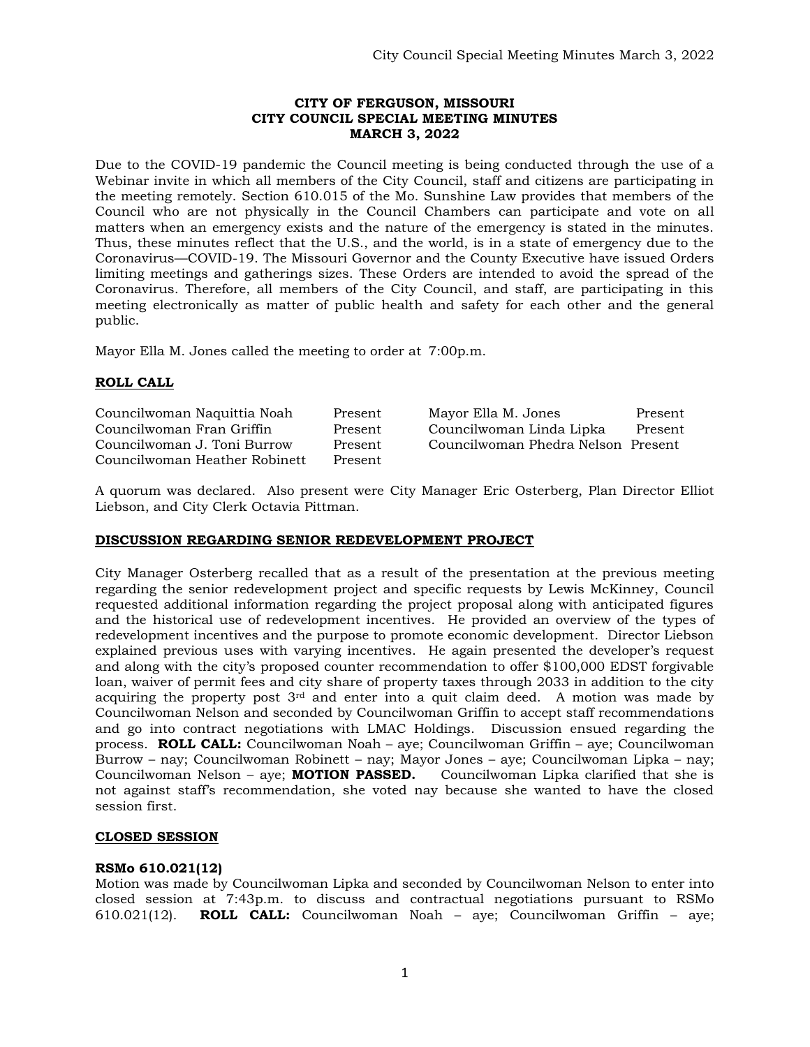**CITY OF FERGUSON, MISSOURI**
**CITY COUNCIL SPECIAL MEETING MINUTES**
**MARCH 3, 2022**

Due to the COVID-19 pandemic the Council meeting is being conducted through the use of a Webinar invite in which all members of the City Council, staff and citizens are participating in the meeting remotely. Section 610.015 of the Mo. Sunshine Law provides that members of the Council who are not physically in the Council Chambers can participate and vote on all matters when an emergency exists and the nature of the emergency is stated in the minutes. Thus, these minutes reflect that the U.S., and the world, is in a state of emergency due to the Coronavirus—COVID-19. The Missouri Governor and the County Executive have issued Orders limiting meetings and gatherings sizes. These Orders are intended to avoid the spread of the Coronavirus. Therefore, all members of the City Council, and staff, are participating in this meeting electronically as matter of public health and safety for each other and the general public.

Mayor Ella M. Jones called the meeting to order at 7:00p.m.

**ROLL CALL**

| | | | |
|---|---|---|---|
| Councilwoman Naquittia Noah | Present | Mayor Ella M. Jones | Present |
| Councilwoman Fran Griffin | Present | Councilwoman Linda Lipka | Present |
| Councilwoman J. Toni Burrow | Present | Councilwoman Phedra Nelson | Present |
| Councilwoman Heather Robinett | Present | | |

A quorum was declared. Also present were City Manager Eric Osterberg, Plan Director Elliot Liebson, and City Clerk Octavia Pittman.

**DISCUSSION REGARDING SENIOR REDEVELOPMENT PROJECT**

City Manager Osterberg recalled that as a result of the presentation at the previous meeting regarding the senior redevelopment project and specific requests by Lewis McKinney, Council requested additional information regarding the project proposal along with anticipated figures and the historical use of redevelopment incentives. He provided an overview of the types of redevelopment incentives and the purpose to promote economic development. Director Liebson explained previous uses with varying incentives. He again presented the developer's request and along with the city's proposed counter recommendation to offer $100,000 EDST forgivable loan, waiver of permit fees and city share of property taxes through 2033 in addition to the city acquiring the property post 3rd and enter into a quit claim deed. A motion was made by Councilwoman Nelson and seconded by Councilwoman Griffin to accept staff recommendations and go into contract negotiations with LMAC Holdings. Discussion ensued regarding the process. **ROLL CALL:** Councilwoman Noah – aye; Councilwoman Griffin – aye; Councilwoman Burrow – nay; Councilwoman Robinett – nay; Mayor Jones – aye; Councilwoman Lipka – nay; Councilwoman Nelson – aye; **MOTION PASSED.** Councilwoman Lipka clarified that she is not against staff's recommendation, she voted nay because she wanted to have the closed session first.

**CLOSED SESSION**

**RSMo 610.021(12)**

Motion was made by Councilwoman Lipka and seconded by Councilwoman Nelson to enter into closed session at 7:43p.m. to discuss and contractual negotiations pursuant to RSMo 610.021(12). **ROLL CALL:** Councilwoman Noah – aye; Councilwoman Griffin – aye;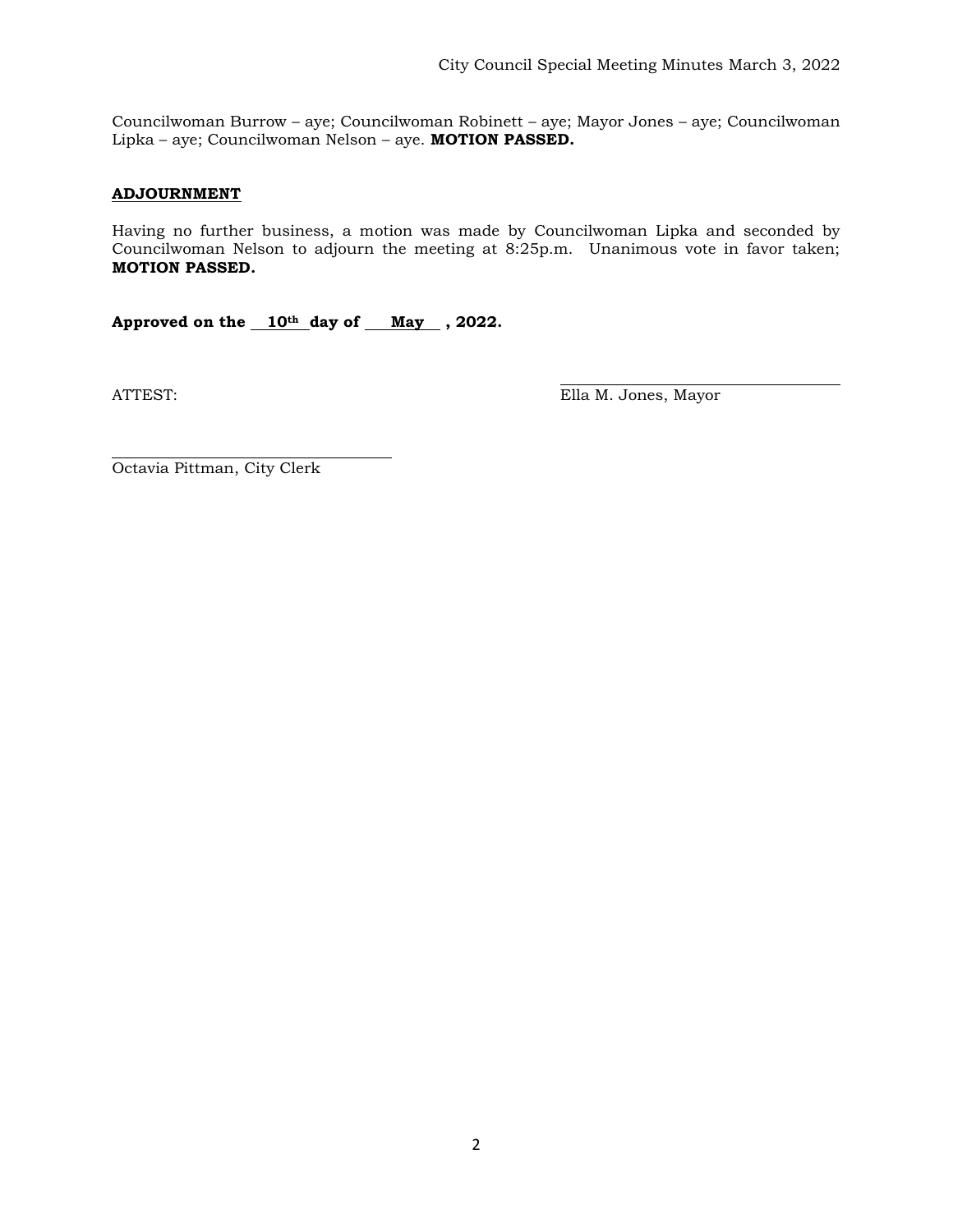Councilwoman Burrow – aye; Councilwoman Robinett – aye; Mayor Jones – aye; Councilwoman Lipka – aye; Councilwoman Nelson – aye. **MOTION PASSED.**

**ADJOURNMENT**

Having no further business, a motion was made by Councilwoman Lipka and seconded by Councilwoman Nelson to adjourn the meeting at 8:25p.m. Unanimous vote in favor taken; **MOTION PASSED.**

**Approved on the 10th day of May , 2022.**

ATTEST:

Ella M. Jones, Mayor

Octavia Pittman, City Clerk